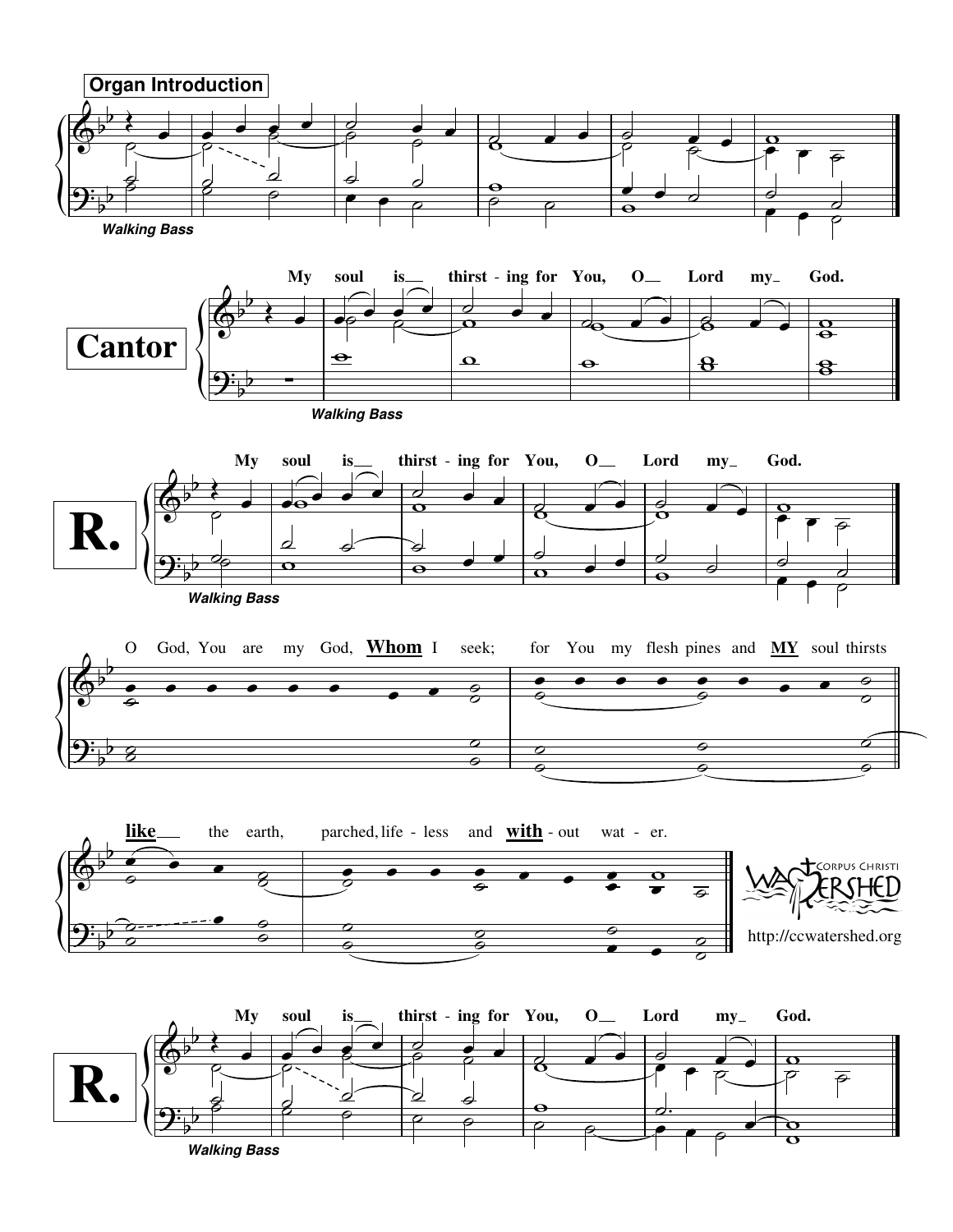**Organ Introduction**

*Walking Bass*

**Cantor**

My soul is__ thirst - ing for You, O__ Lord my_ God.

*Walking Bass*

**R.**

My soul is__ thirst - ing for You, O__ Lord my_ God.

*Walking Bass*

O God, You are my God, **Whom** I seek; for You my flesh pines and **MY** soul thirsts

**like**__ the earth, parched, life - less and **with** - out wat - er.

CORPUS CHRISTI WATERSHED

http://ccwatershed.org

**R.**

My soul is__ thirst - ing for You, O__ Lord my_ God.

*Walking Bass*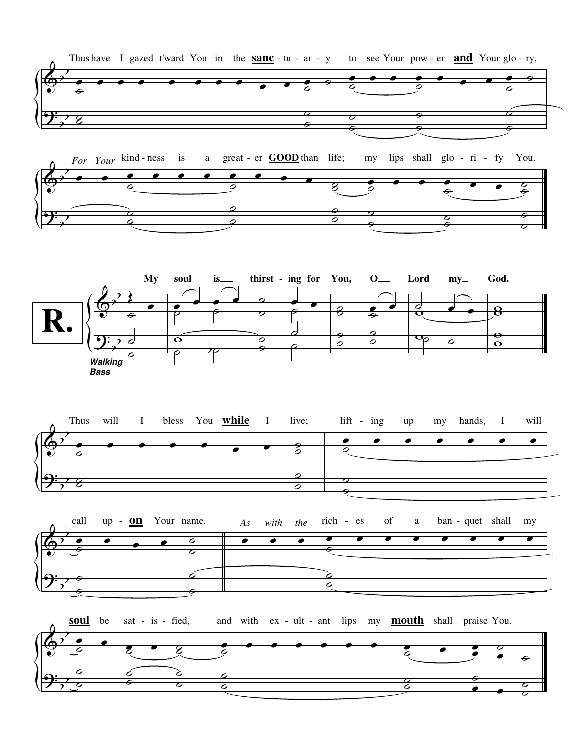Thus have I gazed t'ward You in the **sanc** - tu - ar - y to see Your pow - er **and** Your glo - ry,

*For Your* kind - ness is a great - er **GOOD** than life; my lips shall glo - ri - fy You.

**R.**

**My soul is thirst - ing for You, O Lord my God.**

*Walking Bass*

Thus will I bless You **while** I live; lift - ing up my hands, I will

call up - **on** Your name. *As with the* rich - es of a ban - quet shall my

**soul** be sat - is - fied, and with ex - ult - ant lips my **mouth** shall praise You.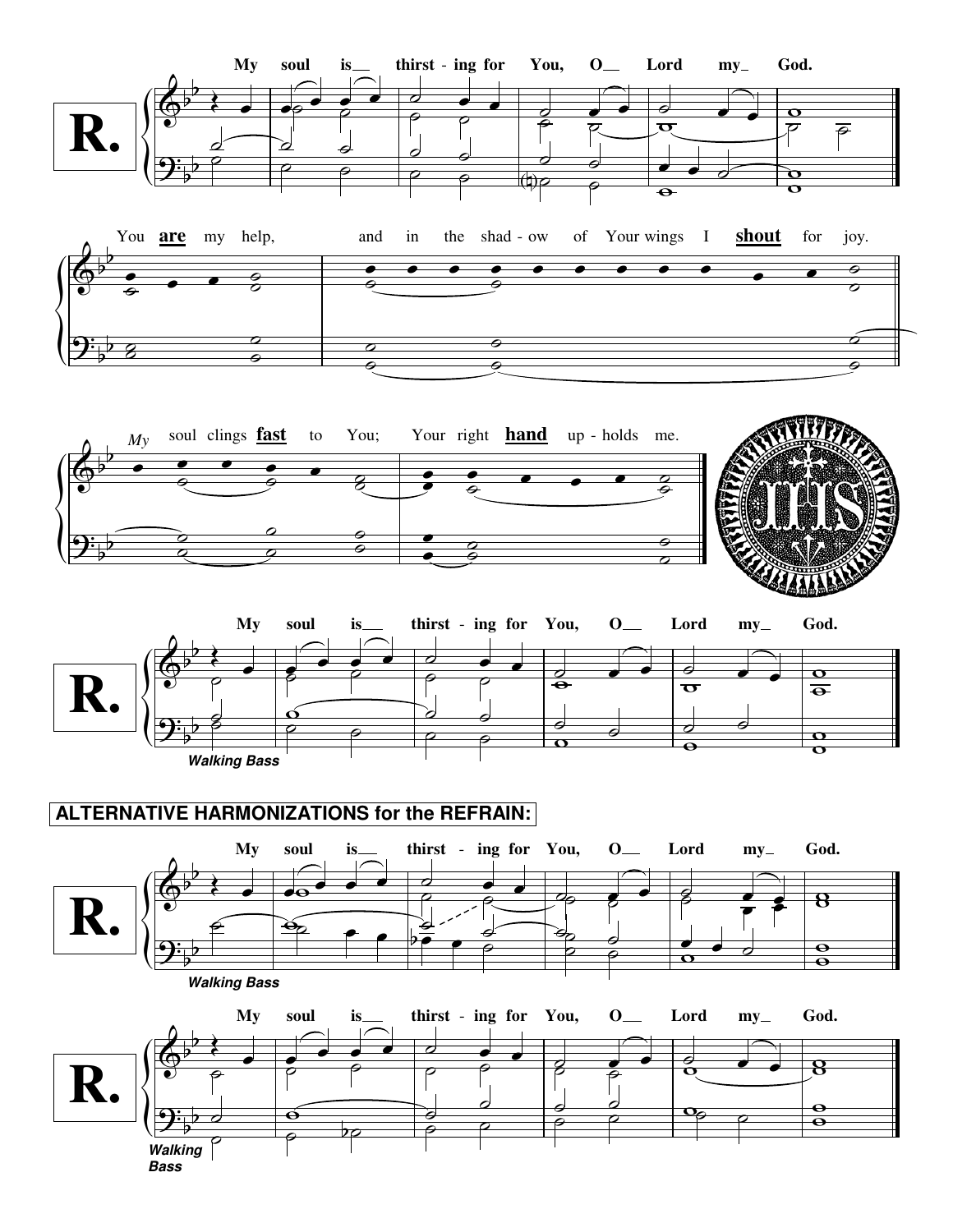**R.**

My soul is__ thirst - ing for You, O__ Lord my_ God.

You **are** my help, and in the shad - ow of Your wings I **shout** for joy.

*My* soul clings **fast** to You; Your right **hand** up - holds me.

**R.**

My soul is__ thirst - ing for You, O__ Lord my_ God.

*Walking Bass*

**ALTERNATIVE HARMONIZATIONS for the REFRAIN:**

**R.**

My soul is__ thirst - ing for You, O__ Lord my_ God.

*Walking Bass*

**R.**

My soul is__ thirst - ing for You, O__ Lord my_ God.

*Walking Bass*